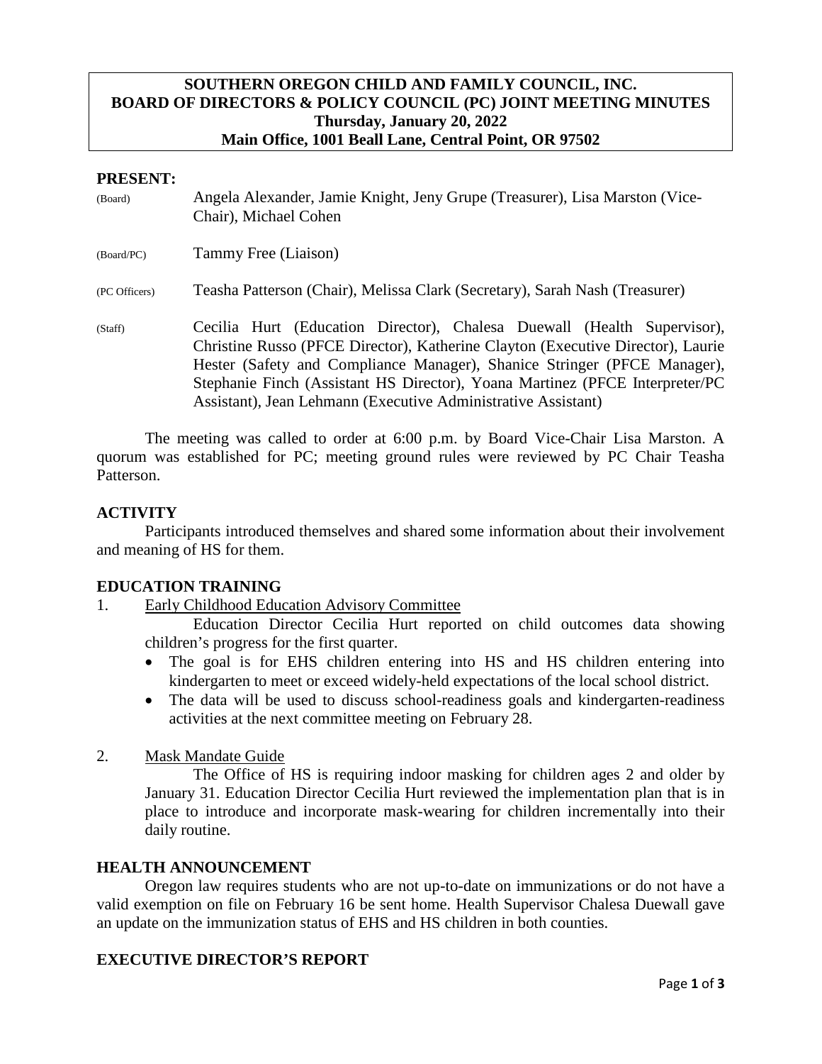# SOUTHERN OREGON CHILD AND FAMILY COUNCIL, INC.
## BOARD OF DIRECTORS & POLICY COUNCIL (PC) JOINT MEETING MINUTES
**Thursday, January 20, 2022**
**Main Office, 1001 Beall Lane, Central Point, OR 97502**

**PRESENT:**

| | |
|---|---|
| (Board) | Angela Alexander, Jamie Knight, Jeny Grupe (Treasurer), Lisa Marston (Vice-Chair), Michael Cohen |
| (Board/PC) | Tammy Free (Liaison) |
| (PC Officers) | Teasha Patterson (Chair), Melissa Clark (Secretary), Sarah Nash (Treasurer) |
| (Staff) | Cecilia Hurt (Education Director), Chalesa Duewall (Health Supervisor), Christine Russo (PFCE Director), Katherine Clayton (Executive Director), Laurie Hester (Safety and Compliance Manager), Shanice Stringer (PFCE Manager), Stephanie Finch (Assistant HS Director), Yoana Martinez (PFCE Interpreter/PC Assistant), Jean Lehmann (Executive Administrative Assistant) |

The meeting was called to order at 6:00 p.m. by Board Vice-Chair Lisa Marston. A quorum was established for PC; meeting ground rules were reviewed by PC Chair Teasha Patterson.

**ACTIVITY**

Participants introduced themselves and shared some information about their involvement and meaning of HS for them.

**EDUCATION TRAINING**

1. Early Childhood Education Advisory Committee

   Education Director Cecilia Hurt reported on child outcomes data showing children's progress for the first quarter.

   - The goal is for EHS children entering into HS and HS children entering into kindergarten to meet or exceed widely-held expectations of the local school district.
   - The data will be used to discuss school-readiness goals and kindergarten-readiness activities at the next committee meeting on February 28.

2. Mask Mandate Guide

   The Office of HS is requiring indoor masking for children ages 2 and older by January 31. Education Director Cecilia Hurt reviewed the implementation plan that is in place to introduce and incorporate mask-wearing for children incrementally into their daily routine.

**HEALTH ANNOUNCEMENT**

Oregon law requires students who are not up-to-date on immunizations or do not have a valid exemption on file on February 16 be sent home. Health Supervisor Chalesa Duewall gave an update on the immunization status of EHS and HS children in both counties.

**EXECUTIVE DIRECTOR'S REPORT**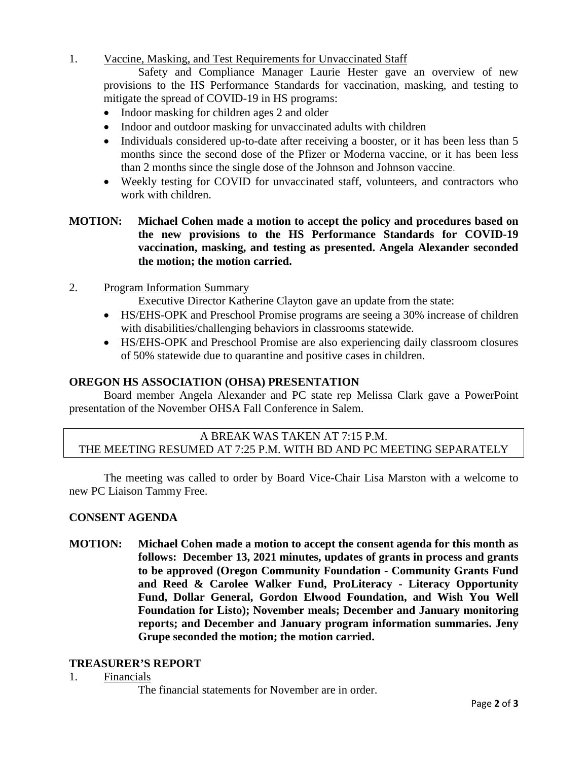1. Vaccine, Masking, and Test Requirements for Unvaccinated Staff

   Safety and Compliance Manager Laurie Hester gave an overview of new provisions to the HS Performance Standards for vaccination, masking, and testing to mitigate the spread of COVID-19 in HS programs:

   - Indoor masking for children ages 2 and older
   - Indoor and outdoor masking for unvaccinated adults with children
   - Individuals considered up-to-date after receiving a booster, or it has been less than 5 months since the second dose of the Pfizer or Moderna vaccine, or it has been less than 2 months since the single dose of the Johnson and Johnson vaccine.
   - Weekly testing for COVID for unvaccinated staff, volunteers, and contractors who work with children.

**MOTION: Michael Cohen made a motion to accept the policy and procedures based on the new provisions to the HS Performance Standards for COVID-19 vaccination, masking, and testing as presented. Angela Alexander seconded the motion; the motion carried.**

2. Program Information Summary

   Executive Director Katherine Clayton gave an update from the state:

   - HS/EHS-OPK and Preschool Promise programs are seeing a 30% increase of children with disabilities/challenging behaviors in classrooms statewide.
   - HS/EHS-OPK and Preschool Promise are also experiencing daily classroom closures of 50% statewide due to quarantine and positive cases in children.

## OREGON HS ASSOCIATION (OHSA) PRESENTATION

Board member Angela Alexander and PC state rep Melissa Clark gave a PowerPoint presentation of the November OHSA Fall Conference in Salem.

A BREAK WAS TAKEN AT 7:15 P.M.
THE MEETING RESUMED AT 7:25 P.M. WITH BD AND PC MEETING SEPARATELY

The meeting was called to order by Board Vice-Chair Lisa Marston with a welcome to new PC Liaison Tammy Free.

## CONSENT AGENDA

**MOTION: Michael Cohen made a motion to accept the consent agenda for this month as follows: December 13, 2021 minutes, updates of grants in process and grants to be approved (Oregon Community Foundation - Community Grants Fund and Reed & Carolee Walker Fund, ProLiteracy - Literacy Opportunity Fund, Dollar General, Gordon Elwood Foundation, and Wish You Well Foundation for Listo); November meals; December and January monitoring reports; and December and January program information summaries. Jeny Grupe seconded the motion; the motion carried.**

## TREASURER'S REPORT

1. Financials

   The financial statements for November are in order.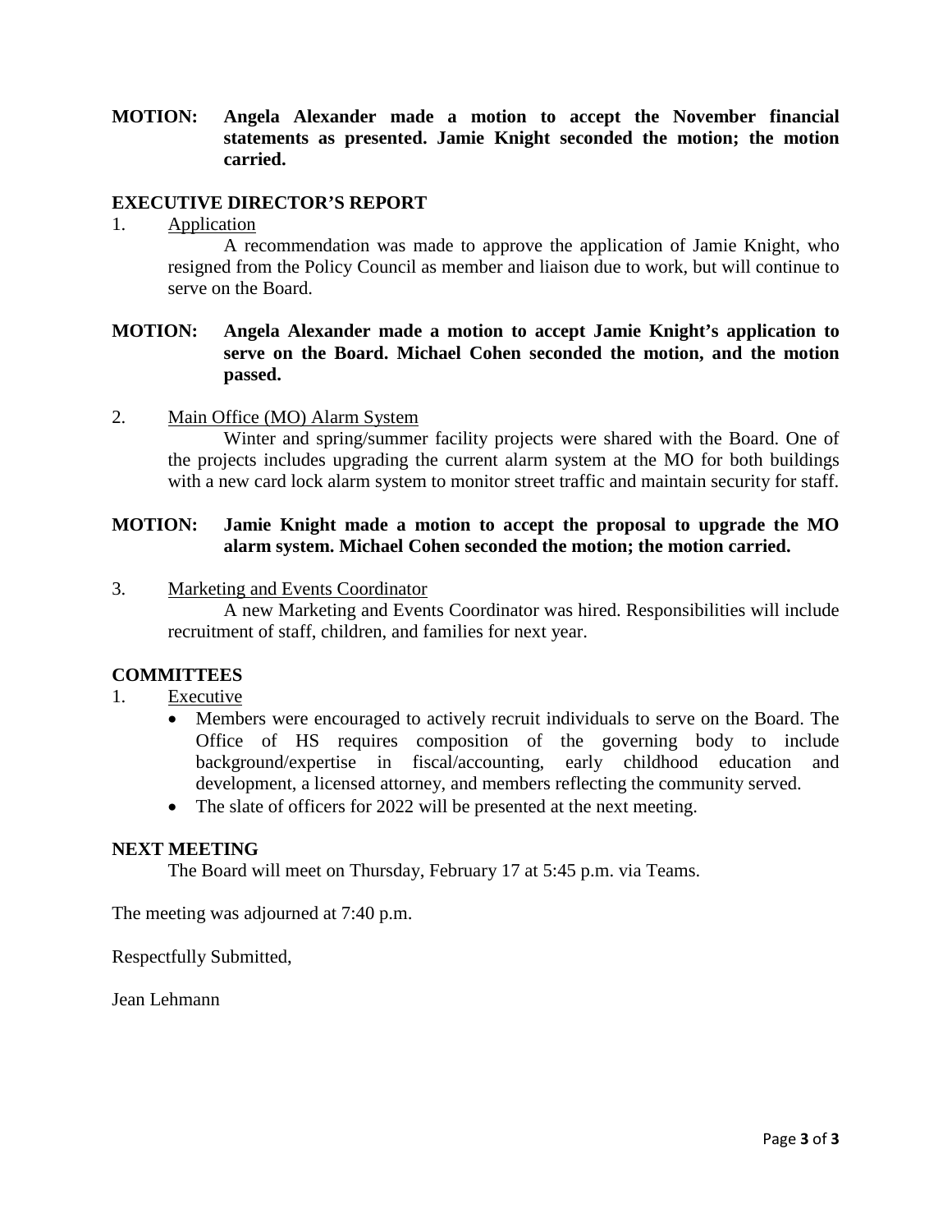**MOTION: Angela Alexander made a motion to accept the November financial statements as presented. Jamie Knight seconded the motion; the motion carried.**

## EXECUTIVE DIRECTOR'S REPORT

1. <u>Application</u>

   A recommendation was made to approve the application of Jamie Knight, who resigned from the Policy Council as member and liaison due to work, but will continue to serve on the Board.

**MOTION: Angela Alexander made a motion to accept Jamie Knight's application to serve on the Board. Michael Cohen seconded the motion, and the motion passed.**

2. <u>Main Office (MO) Alarm System</u>

   Winter and spring/summer facility projects were shared with the Board. One of the projects includes upgrading the current alarm system at the MO for both buildings with a new card lock alarm system to monitor street traffic and maintain security for staff.

**MOTION: Jamie Knight made a motion to accept the proposal to upgrade the MO alarm system. Michael Cohen seconded the motion; the motion carried.**

3. <u>Marketing and Events Coordinator</u>

   A new Marketing and Events Coordinator was hired. Responsibilities will include recruitment of staff, children, and families for next year.

## COMMITTEES

1. <u>Executive</u>
   - Members were encouraged to actively recruit individuals to serve on the Board. The Office of HS requires composition of the governing body to include background/expertise in fiscal/accounting, early childhood education and development, a licensed attorney, and members reflecting the community served.
   - The slate of officers for 2022 will be presented at the next meeting.

## NEXT MEETING

The Board will meet on Thursday, February 17 at 5:45 p.m. via Teams.

The meeting was adjourned at 7:40 p.m.

Respectfully Submitted,

Jean Lehmann